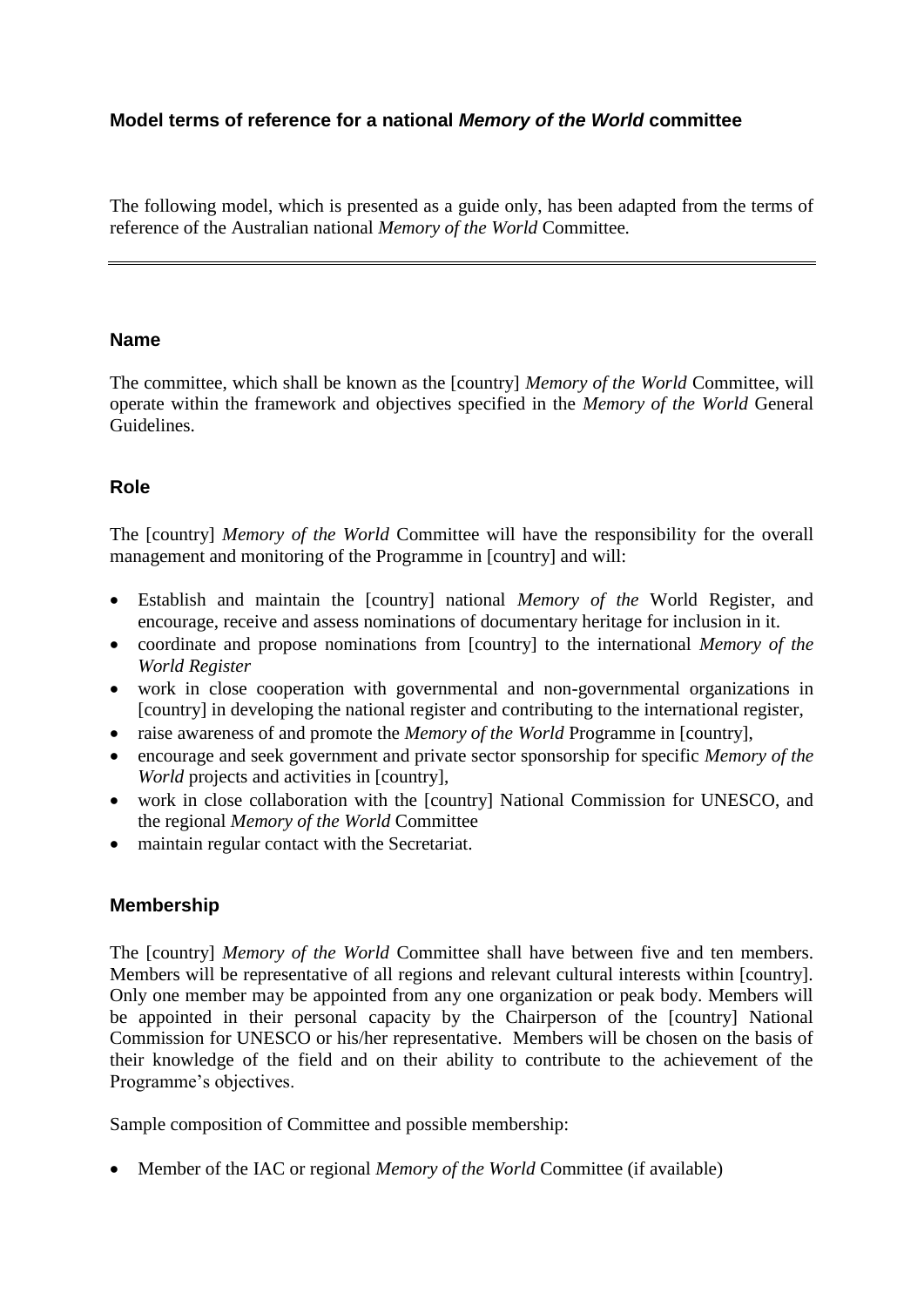# Model terms of reference for a national *Memory of the World* committee

The following model, which is presented as a guide only, has been adapted from the terms of reference of the Australian national *Memory of the World* Committee.

---

## Name

The committee, which shall be known as the [country] *Memory of the World* Committee, will operate within the framework and objectives specified in the *Memory of the World* General Guidelines.

## Role

The [country] *Memory of the World* Committee will have the responsibility for the overall management and monitoring of the Programme in [country] and will:

- Establish and maintain the [country] national *Memory of the* World Register, and encourage, receive and assess nominations of documentary heritage for inclusion in it.
- coordinate and propose nominations from [country] to the international *Memory of the World Register*
- work in close cooperation with governmental and non-governmental organizations in [country] in developing the national register and contributing to the international register,
- raise awareness of and promote the *Memory of the World* Programme in [country],
- encourage and seek government and private sector sponsorship for specific *Memory of the World* projects and activities in [country],
- work in close collaboration with the [country] National Commission for UNESCO, and the regional *Memory of the World* Committee
- maintain regular contact with the Secretariat.

## Membership

The [country] *Memory of the World* Committee shall have between five and ten members. Members will be representative of all regions and relevant cultural interests within [country]. Only one member may be appointed from any one organization or peak body. Members will be appointed in their personal capacity by the Chairperson of the [country] National Commission for UNESCO or his/her representative. Members will be chosen on the basis of their knowledge of the field and on their ability to contribute to the achievement of the Programme's objectives.

Sample composition of Committee and possible membership:

- Member of the IAC or regional *Memory of the World* Committee (if available)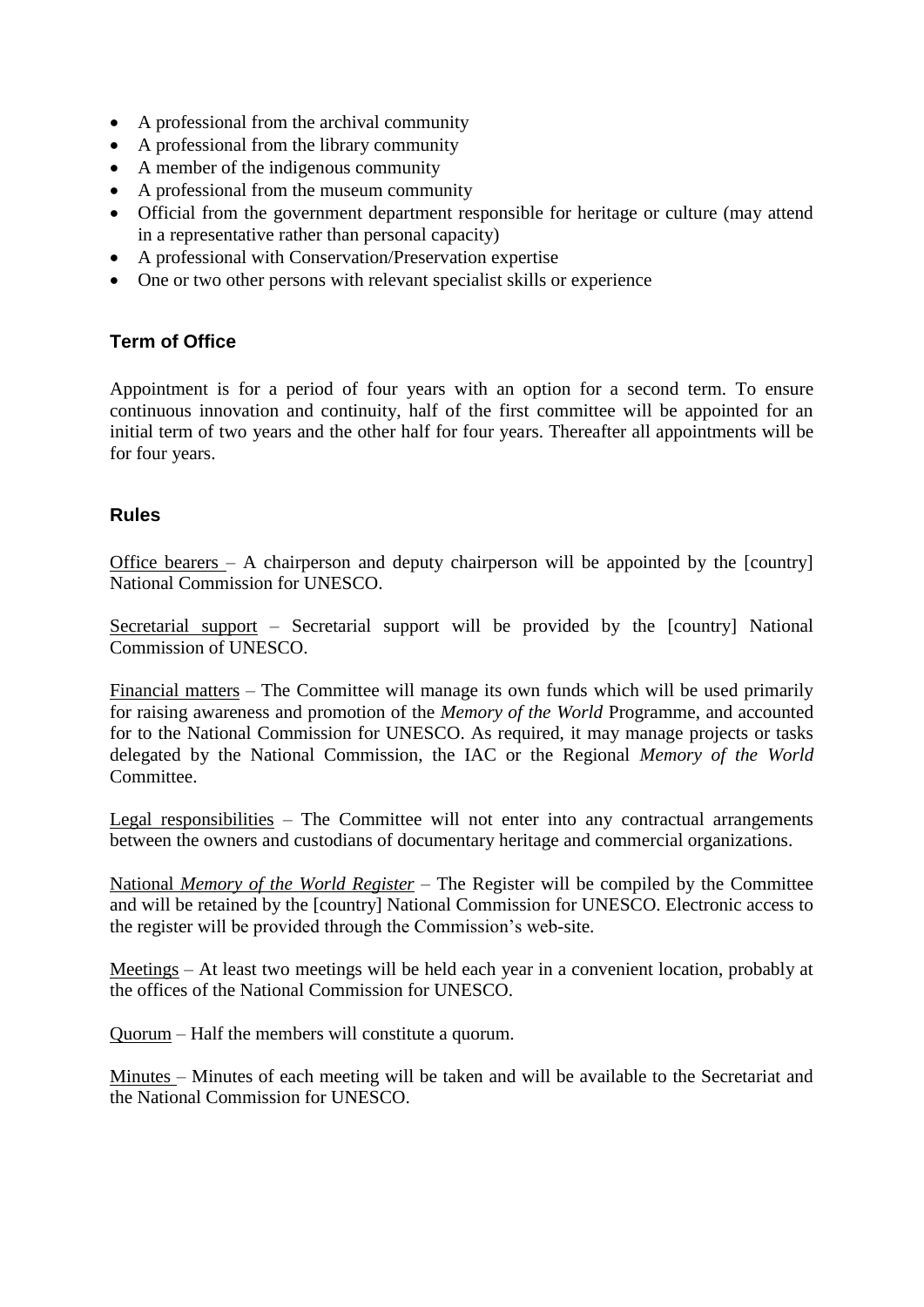- A professional from the archival community
- A professional from the library community
- A member of the indigenous community
- A professional from the museum community
- Official from the government department responsible for heritage or culture (may attend in a representative rather than personal capacity)
- A professional with Conservation/Preservation expertise
- One or two other persons with relevant specialist skills or experience

## Term of Office

Appointment is for a period of four years with an option for a second term. To ensure continuous innovation and continuity, half of the first committee will be appointed for an initial term of two years and the other half for four years. Thereafter all appointments will be for four years.

## Rules

Office bearers – A chairperson and deputy chairperson will be appointed by the [country] National Commission for UNESCO.

Secretarial support – Secretarial support will be provided by the [country] National Commission of UNESCO.

Financial matters – The Committee will manage its own funds which will be used primarily for raising awareness and promotion of the *Memory of the World* Programme, and accounted for to the National Commission for UNESCO. As required, it may manage projects or tasks delegated by the National Commission, the IAC or the Regional *Memory of the World* Committee.

Legal responsibilities – The Committee will not enter into any contractual arrangements between the owners and custodians of documentary heritage and commercial organizations.

National *Memory of the World Register* – The Register will be compiled by the Committee and will be retained by the [country] National Commission for UNESCO. Electronic access to the register will be provided through the Commission's web-site.

Meetings – At least two meetings will be held each year in a convenient location, probably at the offices of the National Commission for UNESCO.

Quorum – Half the members will constitute a quorum.

Minutes – Minutes of each meeting will be taken and will be available to the Secretariat and the National Commission for UNESCO.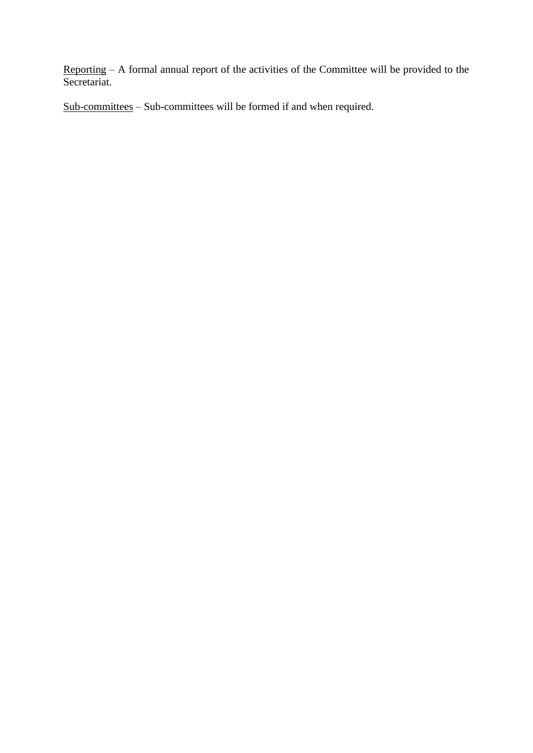<u>Reporting</u> – A formal annual report of the activities of the Committee will be provided to the Secretariat.

<u>Sub-committees</u> – Sub-committees will be formed if and when required.